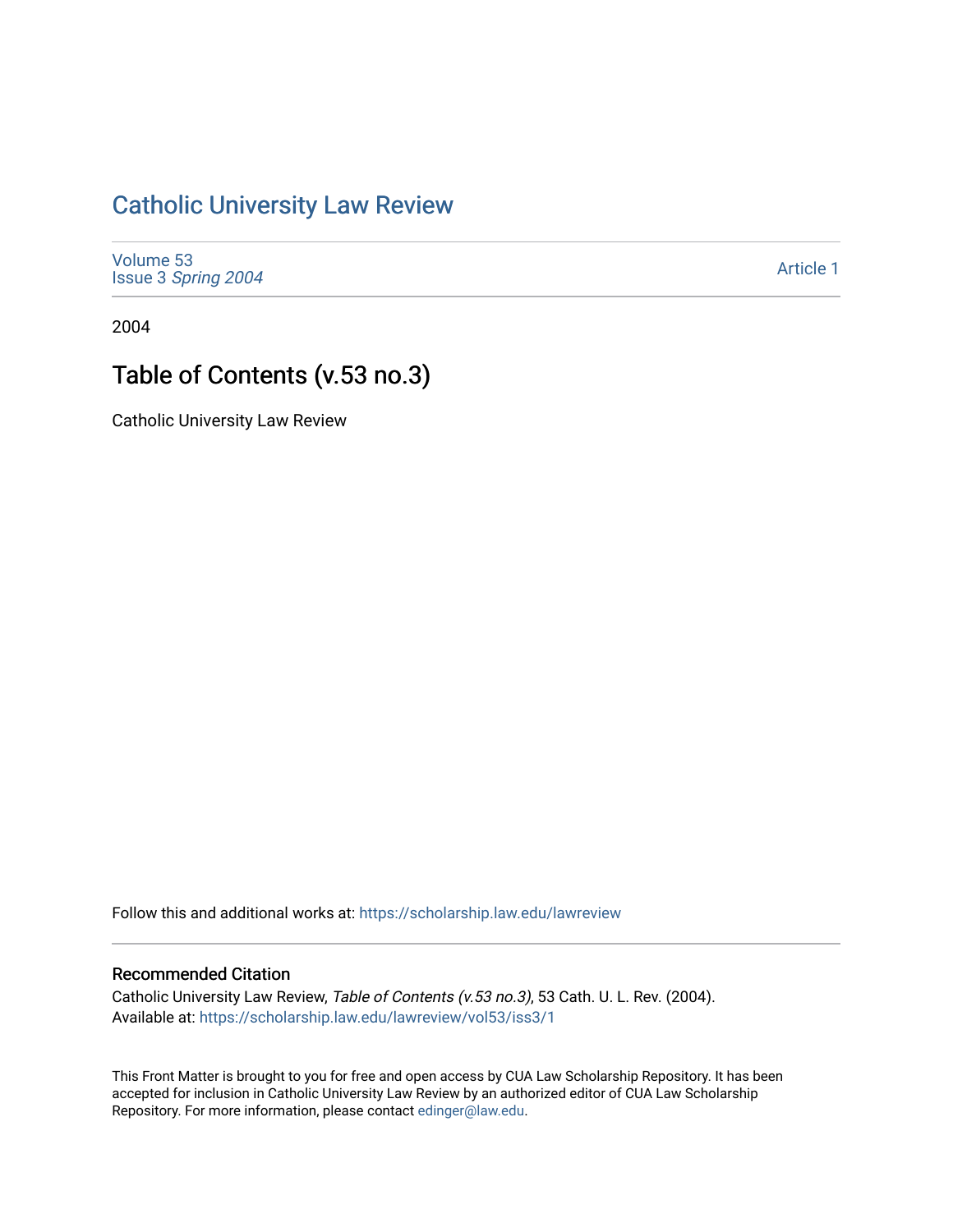# Catholic University Law Review

Volume 53
Issue 3 *Spring 2004*

Article 1

2004

## Table of Contents (v.53 no.3)

Catholic University Law Review

Follow this and additional works at: https://scholarship.law.edu/lawreview

### Recommended Citation

Catholic University Law Review, *Table of Contents (v.53 no.3)*, 53 Cath. U. L. Rev. (2004).
Available at: https://scholarship.law.edu/lawreview/vol53/iss3/1

This Front Matter is brought to you for free and open access by CUA Law Scholarship Repository. It has been accepted for inclusion in Catholic University Law Review by an authorized editor of CUA Law Scholarship Repository. For more information, please contact edinger@law.edu.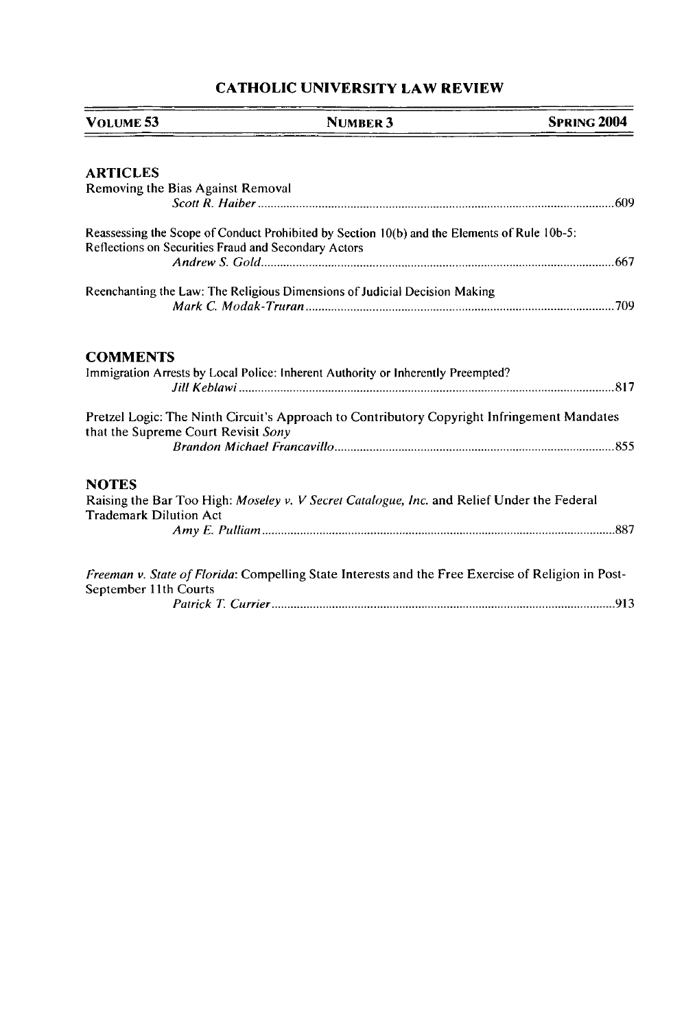# CATHOLIC UNIVERSITY LAW REVIEW

| VOLUME 53 | NUMBER 3 | SPRING 2004 |
| --- | --- | --- |

## ARTICLES

Removing the Bias Against Removal
*Scott R. Haiber* .......... 609

Reassessing the Scope of Conduct Prohibited by Section 10(b) and the Elements of Rule 10b-5: Reflections on Securities Fraud and Secondary Actors
*Andrew S. Gold* .......... 667

Reenchanting the Law: The Religious Dimensions of Judicial Decision Making
*Mark C. Modak-Truran* .......... 709

## COMMENTS

Immigration Arrests by Local Police: Inherent Authority or Inherently Preempted?
*Jill Keblawi* .......... 817

Pretzel Logic: The Ninth Circuit's Approach to Contributory Copyright Infringement Mandates that the Supreme Court Revisit *Sony*
*Brandon Michael Francavillo* .......... 855

## NOTES

Raising the Bar Too High: *Moseley v. V Secret Catalogue, Inc.* and Relief Under the Federal Trademark Dilution Act
*Amy E. Pulliam* .......... 887

*Freeman v. State of Florida*: Compelling State Interests and the Free Exercise of Religion in Post-September 11th Courts
*Patrick T. Currier* .......... 913